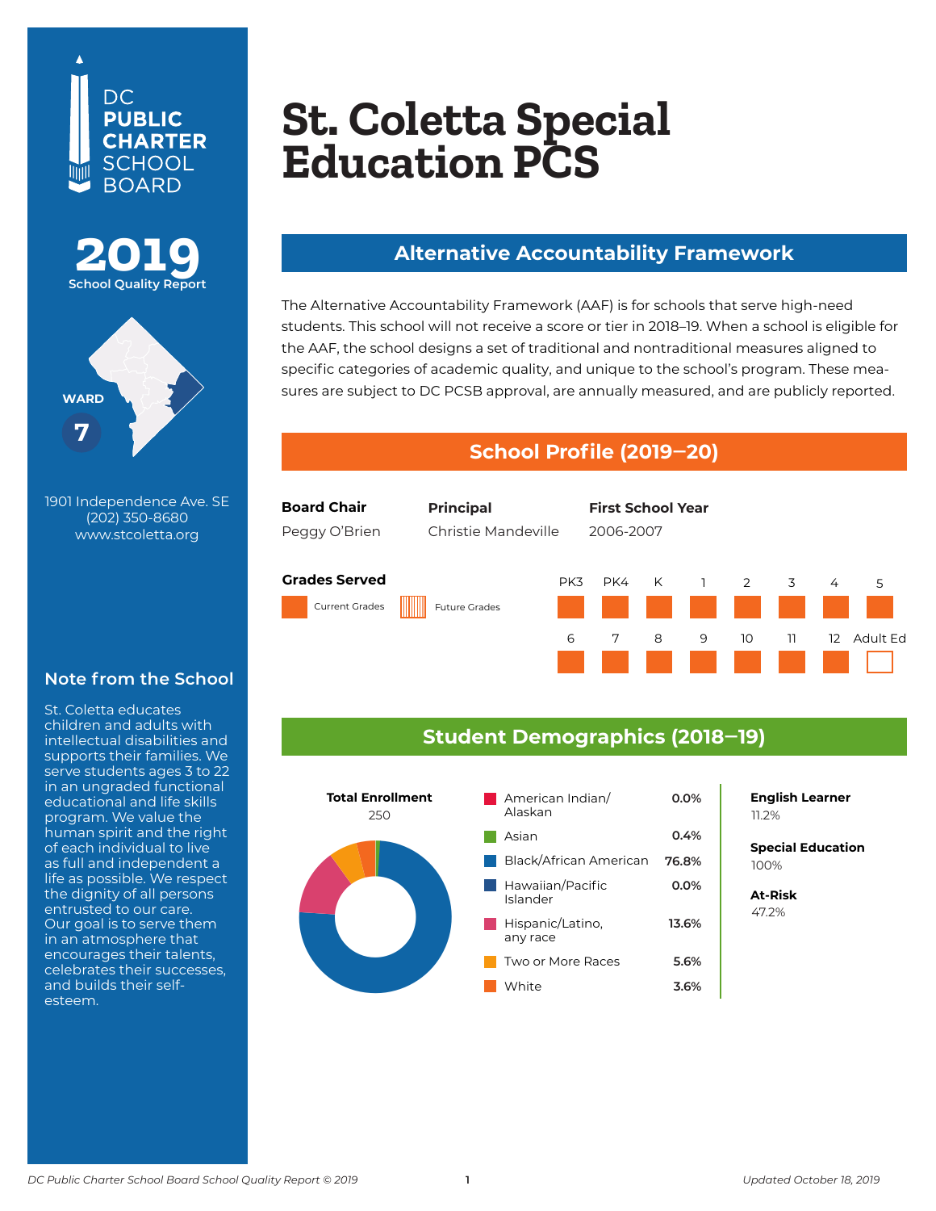DC PUBLIC CHARTER SCHOOL BOARD

**2019**
School Quality Report

WARD **7**

1901 Independence Ave. SE
(202) 350-8680
www.stcoletta.org

# St. Coletta Special Education PCS

## Alternative Accountability Framework

The Alternative Accountability Framework (AAF) is for schools that serve high-need students. This school will not receive a score or tier in 2018–19. When a school is eligible for the AAF, the school designs a set of traditional and nontraditional measures aligned to specific categories of academic quality, and unique to the school's program. These measures are subject to DC PCSB approval, are annually measured, and are publicly reported.

## School Profile (2019–20)

| Board Chair | Principal | First School Year |
|---|---|---|
| Peggy O'Brien | Christie Mandeville | 2006-2007 |

**Grades Served**

Current Grades / Future Grades

| PK3 | PK4 | K | 1 | 2 | 3 | 4 | 5 |
|---|---|---|---|---|---|---|---|
| Current | Current | Current | Current | Current | Current | Current | Current |

| 6 | 7 | 8 | 9 | 10 | 11 | 12 | Adult Ed |
|---|---|---|---|---|---|---|---|
| Current | Current | Current | Current | Current | Current | Current | |

## Note from the School

St. Coletta educates children and adults with intellectual disabilities and supports their families. We serve students ages 3 to 22 in an ungraded functional educational and life skills program. We value the human spirit and the right of each individual to live as full and independent a life as possible. We respect the dignity of all persons entrusted to our care. Our goal is to serve them in an atmosphere that encourages their talents, celebrates their successes, and builds their self-esteem.

## Student Demographics (2018–19)

**Total Enrollment**
250

| Race/Ethnicity | Percent |
|---|---|
| American Indian/Alaskan | 0.0% |
| Asian | 0.4% |
| Black/African American | 76.8% |
| Hawaiian/Pacific Islander | 0.0% |
| Hispanic/Latino, any race | 13.6% |
| Two or More Races | 5.6% |
| White | 3.6% |

**English Learner**
11.2%

**Special Education**
100%

**At-Risk**
47.2%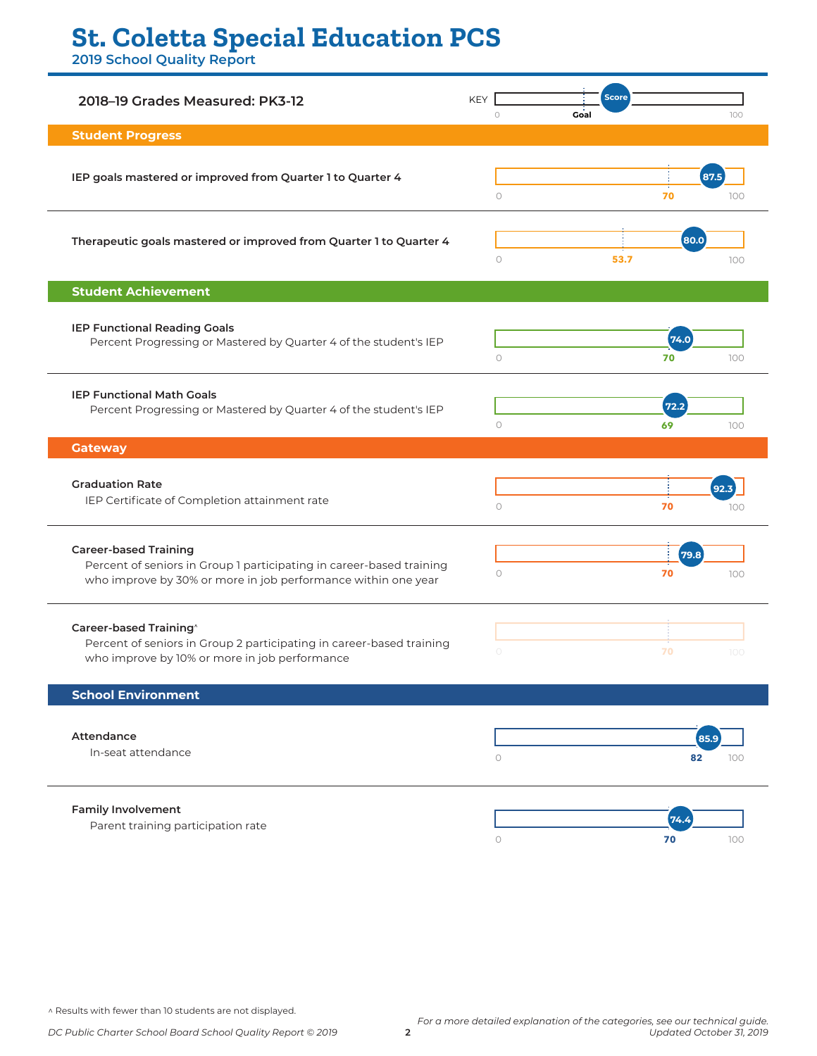# St. Coletta Special Education PCS

## 2019 School Quality Report

**2018–19 Grades Measured: PK3-12**

KEY
Score
0
Goal
100

## Student Progress

**IEP goals mastered or improved from Quarter 1 to Quarter 4**

87.5
0
70
100

**Therapeutic goals mastered or improved from Quarter 1 to Quarter 4**

80.0
0
53.7
100

## Student Achievement

**IEP Functional Reading Goals**
Percent Progressing or Mastered by Quarter 4 of the student's IEP

74.0
0
70
100

**IEP Functional Math Goals**
Percent Progressing or Mastered by Quarter 4 of the student's IEP

72.2
0
69
100

## Gateway

**Graduation Rate**
IEP Certificate of Completion attainment rate

92.3
0
70
100

**Career-based Training**
Percent of seniors in Group 1 participating in career-based training who improve by 30% or more in job performance within one year

79.8
0
70
100

**Career-based Training^**
Percent of seniors in Group 2 participating in career-based training who improve by 10% or more in job performance

0
70
100

## School Environment

**Attendance**
In-seat attendance

85.9
0
82
100

**Family Involvement**
Parent training participation rate

74.4
0
70
100

^ Results with fewer than 10 students are not displayed.

*For a more detailed explanation of the categories, see our technical guide.*
*Updated October 31, 2019*